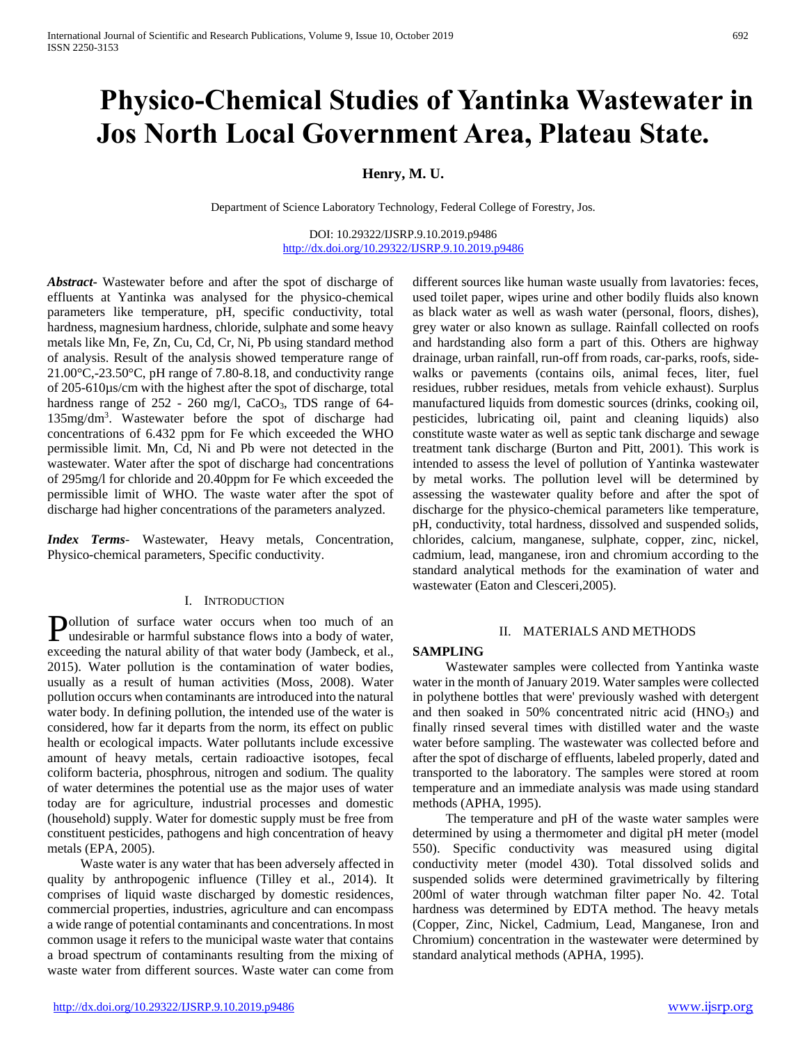# Physico-Chemical Studies of Yantinka Wastewater in Jos North Local Government Area, Plateau State.

**Henry, M. U.**

Department of Science Laboratory Technology, Federal College of Forestry, Jos.

DOI: 10.29322/IJSRP.9.10.2019.p9486
http://dx.doi.org/10.29322/IJSRP.9.10.2019.p9486

***Abstract***- Wastewater before and after the spot of discharge of effluents at Yantinka was analysed for the physico-chemical parameters like temperature, pH, specific conductivity, total hardness, magnesium hardness, chloride, sulphate and some heavy metals like Mn, Fe, Zn, Cu, Cd, Cr, Ni, Pb using standard method of analysis. Result of the analysis showed temperature range of 21.00°C,-23.50°C, pH range of 7.80-8.18, and conductivity range of 205-610µs/cm with the highest after the spot of discharge, total hardness range of 252 - 260 mg/l, $CaCO_3$, TDS range of 64-135mg/$dm^3$. Wastewater before the spot of discharge had concentrations of 6.432 ppm for Fe which exceeded the WHO permissible limit. Mn, Cd, Ni and Pb were not detected in the wastewater. Water after the spot of discharge had concentrations of 295mg/l for chloride and 20.40ppm for Fe which exceeded the permissible limit of WHO. The waste water after the spot of discharge had higher concentrations of the parameters analyzed.

***Index Terms***- Wastewater, Heavy metals, Concentration, Physico-chemical parameters, Specific conductivity.

## I. INTRODUCTION

Pollution of surface water occurs when too much of an undesirable or harmful substance flows into a body of water, exceeding the natural ability of that water body (Jambeck, et al., 2015). Water pollution is the contamination of water bodies, usually as a result of human activities (Moss, 2008). Water pollution occurs when contaminants are introduced into the natural water body. In defining pollution, the intended use of the water is considered, how far it departs from the norm, its effect on public health or ecological impacts. Water pollutants include excessive amount of heavy metals, certain radioactive isotopes, fecal coliform bacteria, phosphrous, nitrogen and sodium. The quality of water determines the potential use as the major uses of water today are for agriculture, industrial processes and domestic (household) supply. Water for domestic supply must be free from constituent pesticides, pathogens and high concentration of heavy metals (EPA, 2005).

Waste water is any water that has been adversely affected in quality by anthropogenic influence (Tilley et al., 2014). It comprises of liquid waste discharged by domestic residences, commercial properties, industries, agriculture and can encompass a wide range of potential contaminants and concentrations. In most common usage it refers to the municipal waste water that contains a broad spectrum of contaminants resulting from the mixing of waste water from different sources. Waste water can come from different sources like human waste usually from lavatories: feces, used toilet paper, wipes urine and other bodily fluids also known as black water as well as wash water (personal, floors, dishes), grey water or also known as sullage. Rainfall collected on roofs and hardstanding also form a part of this. Others are highway drainage, urban rainfall, run-off from roads, car-parks, roofs, side-walks or pavements (contains oils, animal feces, liter, fuel residues, rubber residues, metals from vehicle exhaust). Surplus manufactured liquids from domestic sources (drinks, cooking oil, pesticides, lubricating oil, paint and cleaning liquids) also constitute waste water as well as septic tank discharge and sewage treatment tank discharge (Burton and Pitt, 2001). This work is intended to assess the level of pollution of Yantinka wastewater by metal works. The pollution level will be determined by assessing the wastewater quality before and after the spot of discharge for the physico-chemical parameters like temperature, pH, conductivity, total hardness, dissolved and suspended solids, chlorides, calcium, manganese, sulphate, copper, zinc, nickel, cadmium, lead, manganese, iron and chromium according to the standard analytical methods for the examination of water and wastewater (Eaton and Clesceri,2005).

## II. MATERIALS AND METHODS

### SAMPLING

Wastewater samples were collected from Yantinka waste water in the month of January 2019. Water samples were collected in polythene bottles that were' previously washed with detergent and then soaked in 50% concentrated nitric acid ($HNO_3$) and finally rinsed several times with distilled water and the waste water before sampling. The wastewater was collected before and after the spot of discharge of effluents, labeled properly, dated and transported to the laboratory. The samples were stored at room temperature and an immediate analysis was made using standard methods (APHA, 1995).

The temperature and pH of the waste water samples were determined by using a thermometer and digital pH meter (model 550). Specific conductivity was measured using digital conductivity meter (model 430). Total dissolved solids and suspended solids were determined gravimetrically by filtering 200ml of water through watchman filter paper No. 42. Total hardness was determined by EDTA method. The heavy metals (Copper, Zinc, Nickel, Cadmium, Lead, Manganese, Iron and Chromium) concentration in the wastewater were determined by standard analytical methods (APHA, 1995).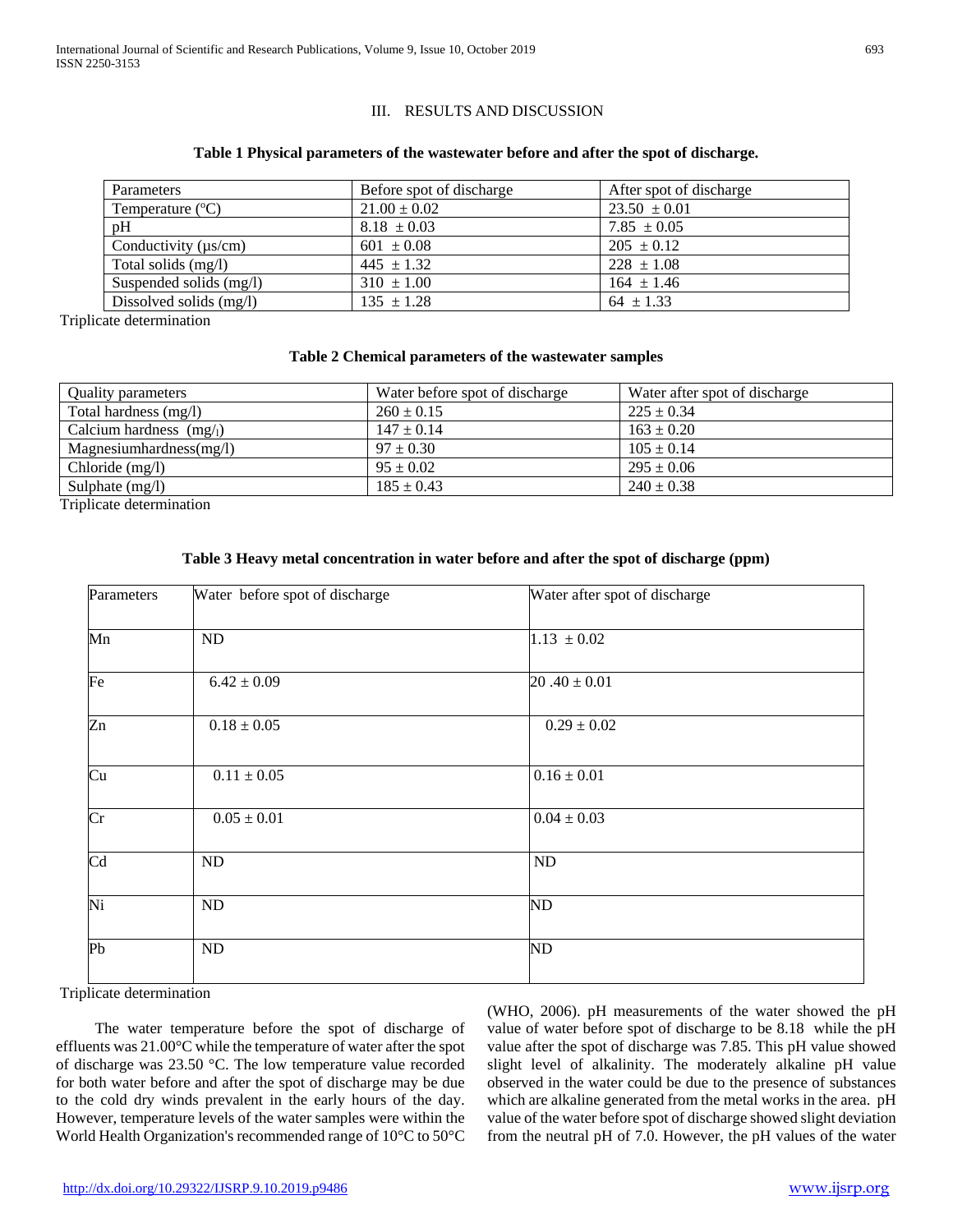## III. RESULTS AND DISCUSSION

**Table 1 Physical parameters of the wastewater before and after the spot of discharge.**

| Parameters | Before spot of discharge | After spot of discharge |
|---|---|---|
| Temperature (°C) | 21.00 ± 0.02 | 23.50 ± 0.01 |
| pH | 8.18 ± 0.03 | 7.85 ± 0.05 |
| Conductivity (µs/cm) | 601 ± 0.08 | 205 ± 0.12 |
| Total solids (mg/l) | 445 ± 1.32 | 228 ± 1.08 |
| Suspended solids (mg/l) | 310 ± 1.00 | 164 ± 1.46 |
| Dissolved solids (mg/l) | 135 ± 1.28 | 64 ± 1.33 |

Triplicate determination

**Table 2 Chemical parameters of the wastewater samples**

| Quality parameters | Water before spot of discharge | Water after spot of discharge |
|---|---|---|
| Total hardness (mg/l) | 260 ± 0.15 | 225 ± 0.34 |
| Calcium hardness (mg/l) | 147 ± 0.14 | 163 ± 0.20 |
| Magnesiumhardness(mg/l) | 97 ± 0.30 | 105 ± 0.14 |
| Chloride (mg/l) | 95 ± 0.02 | 295 ± 0.06 |
| Sulphate (mg/l) | 185 ± 0.43 | 240 ± 0.38 |

Triplicate determination

**Table 3 Heavy metal concentration in water before and after the spot of discharge (ppm)**

| Parameters | Water before spot of discharge | Water after spot of discharge |
|---|---|---|
| Mn | ND | 1.13 ± 0.02 |
| Fe | 6.42 ± 0.09 | 20 .40 ± 0.01 |
| Zn | 0.18 ± 0.05 | 0.29 ± 0.02 |
| Cu | 0.11 ± 0.05 | 0.16 ± 0.01 |
| Cr | 0.05 ± 0.01 | 0.04 ± 0.03 |
| Cd | ND | ND |
| Ni | ND | ND |
| Pb | ND | ND |

Triplicate determination

The water temperature before the spot of discharge of effluents was 21.00°C while the temperature of water after the spot of discharge was 23.50 °C. The low temperature value recorded for both water before and after the spot of discharge may be due to the cold dry winds prevalent in the early hours of the day. However, temperature levels of the water samples were within the World Health Organization's recommended range of 10°C to 50°C (WHO, 2006). pH measurements of the water showed the pH value of water before spot of discharge to be 8.18 while the pH value after the spot of discharge was 7.85. This pH value showed slight level of alkalinity. The moderately alkaline pH value observed in the water could be due to the presence of substances which are alkaline generated from the metal works in the area. pH value of the water before spot of discharge showed slight deviation from the neutral pH of 7.0. However, the pH values of the water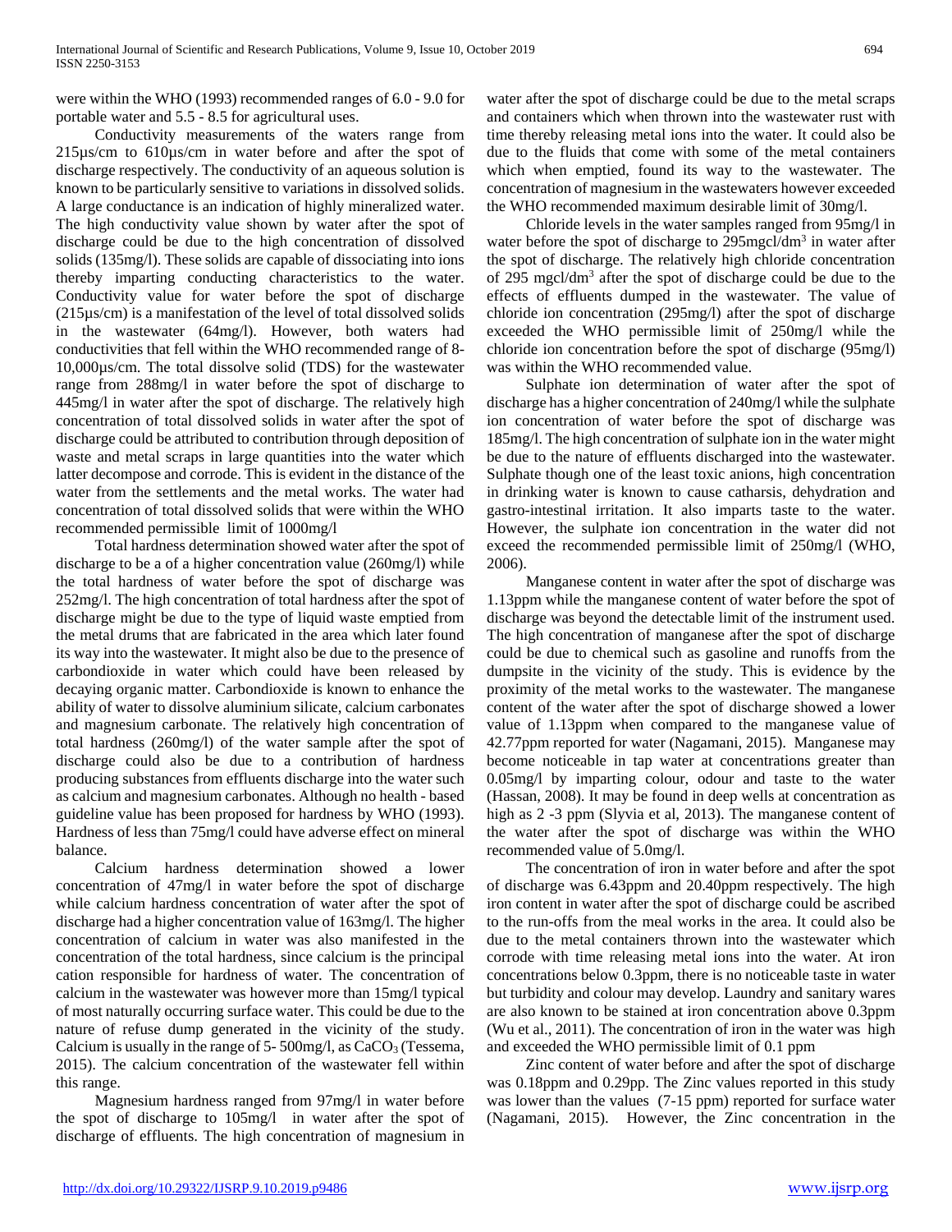were within the WHO (1993) recommended ranges of 6.0 - 9.0 for portable water and 5.5 - 8.5 for agricultural uses.

Conductivity measurements of the waters range from 215µs/cm to 610µs/cm in water before and after the spot of discharge respectively. The conductivity of an aqueous solution is known to be particularly sensitive to variations in dissolved solids. A large conductance is an indication of highly mineralized water. The high conductivity value shown by water after the spot of discharge could be due to the high concentration of dissolved solids (135mg/l). These solids are capable of dissociating into ions thereby imparting conducting characteristics to the water. Conductivity value for water before the spot of discharge (215µs/cm) is a manifestation of the level of total dissolved solids in the wastewater (64mg/l). However, both waters had conductivities that fell within the WHO recommended range of 8-10,000µs/cm. The total dissolve solid (TDS) for the wastewater range from 288mg/l in water before the spot of discharge to 445mg/l in water after the spot of discharge. The relatively high concentration of total dissolved solids in water after the spot of discharge could be attributed to contribution through deposition of waste and metal scraps in large quantities into the water which latter decompose and corrode. This is evident in the distance of the water from the settlements and the metal works. The water had concentration of total dissolved solids that were within the WHO recommended permissible limit of 1000mg/l

Total hardness determination showed water after the spot of discharge to be a of a higher concentration value (260mg/l) while the total hardness of water before the spot of discharge was 252mg/l. The high concentration of total hardness after the spot of discharge might be due to the type of liquid waste emptied from the metal drums that are fabricated in the area which later found its way into the wastewater. It might also be due to the presence of carbondioxide in water which could have been released by decaying organic matter. Carbondioxide is known to enhance the ability of water to dissolve aluminium silicate, calcium carbonates and magnesium carbonate. The relatively high concentration of total hardness (260mg/l) of the water sample after the spot of discharge could also be due to a contribution of hardness producing substances from effluents discharge into the water such as calcium and magnesium carbonates. Although no health - based guideline value has been proposed for hardness by WHO (1993). Hardness of less than 75mg/l could have adverse effect on mineral balance.

Calcium hardness determination showed a lower concentration of 47mg/l in water before the spot of discharge while calcium hardness concentration of water after the spot of discharge had a higher concentration value of 163mg/l. The higher concentration of calcium in water was also manifested in the concentration of the total hardness, since calcium is the principal cation responsible for hardness of water. The concentration of calcium in the wastewater was however more than 15mg/l typical of most naturally occurring surface water. This could be due to the nature of refuse dump generated in the vicinity of the study. Calcium is usually in the range of 5- 500mg/l, as $CaCO_3$ (Tessema, 2015). The calcium concentration of the wastewater fell within this range.

Magnesium hardness ranged from 97mg/l in water before the spot of discharge to 105mg/l in water after the spot of discharge of effluents. The high concentration of magnesium in water after the spot of discharge could be due to the metal scraps and containers which when thrown into the wastewater rust with time thereby releasing metal ions into the water. It could also be due to the fluids that come with some of the metal containers which when emptied, found its way to the wastewater. The concentration of magnesium in the wastewaters however exceeded the WHO recommended maximum desirable limit of 30mg/l.

Chloride levels in the water samples ranged from 95mg/l in water before the spot of discharge to 295mgcl/dm$^3$ in water after the spot of discharge. The relatively high chloride concentration of 295 mgcl/dm$^3$ after the spot of discharge could be due to the effects of effluents dumped in the wastewater. The value of chloride ion concentration (295mg/l) after the spot of discharge exceeded the WHO permissible limit of 250mg/l while the chloride ion concentration before the spot of discharge (95mg/l) was within the WHO recommended value.

Sulphate ion determination of water after the spot of discharge has a higher concentration of 240mg/l while the sulphate ion concentration of water before the spot of discharge was 185mg/l. The high concentration of sulphate ion in the water might be due to the nature of effluents discharged into the wastewater. Sulphate though one of the least toxic anions, high concentration in drinking water is known to cause catharsis, dehydration and gastro-intestinal irritation. It also imparts taste to the water. However, the sulphate ion concentration in the water did not exceed the recommended permissible limit of 250mg/l (WHO, 2006).

Manganese content in water after the spot of discharge was 1.13ppm while the manganese content of water before the spot of discharge was beyond the detectable limit of the instrument used. The high concentration of manganese after the spot of discharge could be due to chemical such as gasoline and runoffs from the dumpsite in the vicinity of the study. This is evidence by the proximity of the metal works to the wastewater. The manganese content of the water after the spot of discharge showed a lower value of 1.13ppm when compared to the manganese value of 42.77ppm reported for water (Nagamani, 2015). Manganese may become noticeable in tap water at concentrations greater than 0.05mg/l by imparting colour, odour and taste to the water (Hassan, 2008). It may be found in deep wells at concentration as high as 2 -3 ppm (Slyvia et al, 2013). The manganese content of the water after the spot of discharge was within the WHO recommended value of 5.0mg/l.

The concentration of iron in water before and after the spot of discharge was 6.43ppm and 20.40ppm respectively. The high iron content in water after the spot of discharge could be ascribed to the run-offs from the meal works in the area. It could also be due to the metal containers thrown into the wastewater which corrode with time releasing metal ions into the water. At iron concentrations below 0.3ppm, there is no noticeable taste in water but turbidity and colour may develop. Laundry and sanitary wares are also known to be stained at iron concentration above 0.3ppm (Wu et al., 2011). The concentration of iron in the water was high and exceeded the WHO permissible limit of 0.1 ppm

Zinc content of water before and after the spot of discharge was 0.18ppm and 0.29pp. The Zinc values reported in this study was lower than the values (7-15 ppm) reported for surface water (Nagamani, 2015). However, the Zinc concentration in the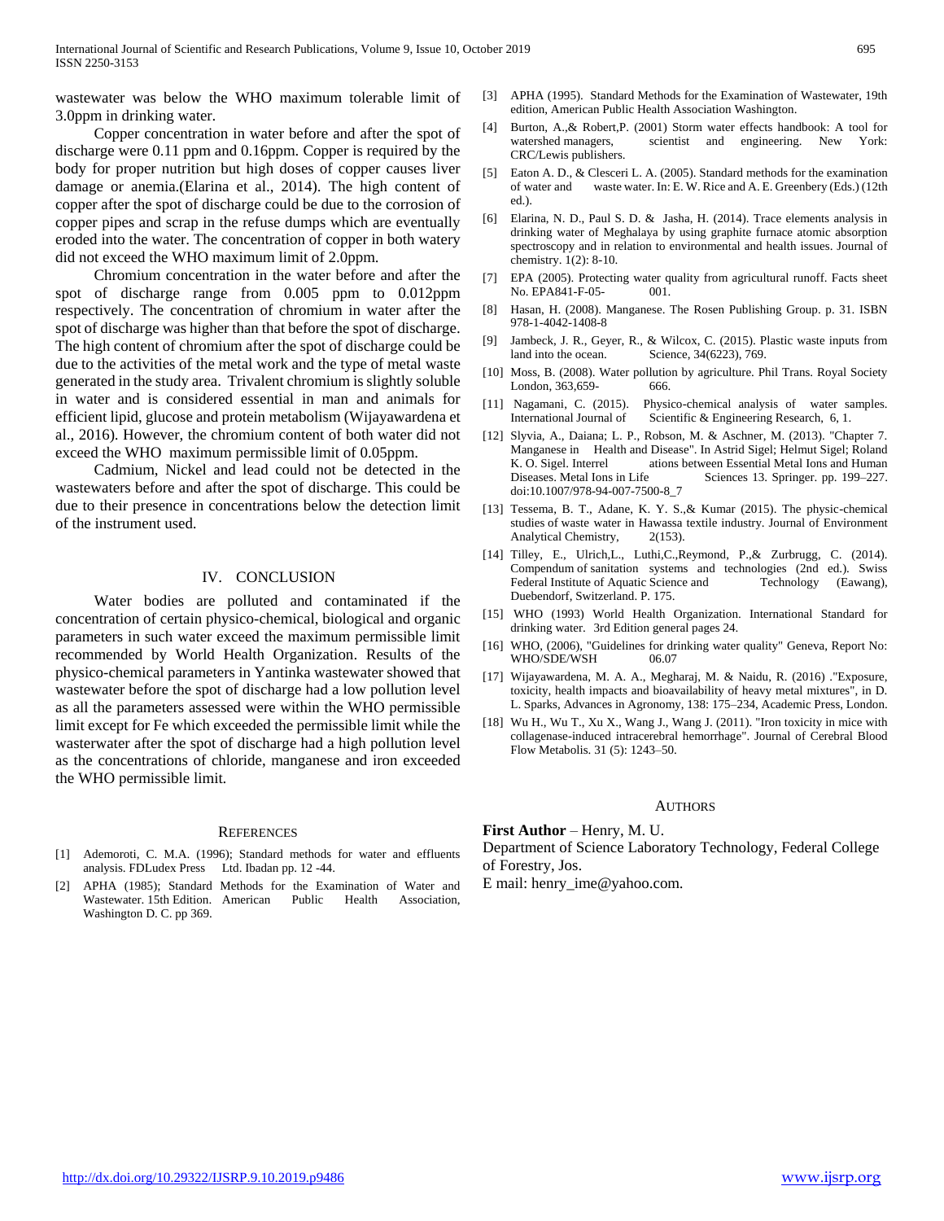wastewater was below the WHO maximum tolerable limit of 3.0ppm in drinking water.

Copper concentration in water before and after the spot of discharge were 0.11 ppm and 0.16ppm. Copper is required by the body for proper nutrition but high doses of copper causes liver damage or anemia.(Elarina et al., 2014). The high content of copper after the spot of discharge could be due to the corrosion of copper pipes and scrap in the refuse dumps which are eventually eroded into the water. The concentration of copper in both watery did not exceed the WHO maximum limit of 2.0ppm.

Chromium concentration in the water before and after the spot of discharge range from 0.005 ppm to 0.012ppm respectively. The concentration of chromium in water after the spot of discharge was higher than that before the spot of discharge. The high content of chromium after the spot of discharge could be due to the activities of the metal work and the type of metal waste generated in the study area. Trivalent chromium is slightly soluble in water and is considered essential in man and animals for efficient lipid, glucose and protein metabolism (Wijayawardena et al., 2016). However, the chromium content of both water did not exceed the WHO maximum permissible limit of 0.05ppm.

Cadmium, Nickel and lead could not be detected in the wastewaters before and after the spot of discharge. This could be due to their presence in concentrations below the detection limit of the instrument used.

## IV. CONCLUSION

Water bodies are polluted and contaminated if the concentration of certain physico-chemical, biological and organic parameters in such water exceed the maximum permissible limit recommended by World Health Organization. Results of the physico-chemical parameters in Yantinka wastewater showed that wastewater before the spot of discharge had a low pollution level as all the parameters assessed were within the WHO permissible limit except for Fe which exceeded the permissible limit while the wasterwater after the spot of discharge had a high pollution level as the concentrations of chloride, manganese and iron exceeded the WHO permissible limit.

## REFERENCES

[1] Ademoroti, C. M.A. (1996); Standard methods for water and effluents analysis. FDLudex Press Ltd. Ibadan pp. 12 -44.

[2] APHA (1985); Standard Methods for the Examination of Water and Wastewater. 15th Edition. American Public Health Association, Washington D. C. pp 369.

[3] APHA (1995). Standard Methods for the Examination of Wastewater, 19th edition, American Public Health Association Washington.

[4] Burton, A.,& Robert,P. (2001) Storm water effects handbook: A tool for watershed managers, scientist and engineering. New York: CRC/Lewis publishers.

[5] Eaton A. D., & Clesceri L. A. (2005). Standard methods for the examination of water and waste water. In: E. W. Rice and A. E. Greenbery (Eds.) (12th ed.).

[6] Elarina, N. D., Paul S. D. & Jasha, H. (2014). Trace elements analysis in drinking water of Meghalaya by using graphite furnace atomic absorption spectroscopy and in relation to environmental and health issues. Journal of chemistry. 1(2): 8-10.

[7] EPA (2005). Protecting water quality from agricultural runoff. Facts sheet No. EPA841-F-05- 001.

[8] Hasan, H. (2008). Manganese. The Rosen Publishing Group. p. 31. ISBN 978-1-4042-1408-8

[9] Jambeck, J. R., Geyer, R., & Wilcox, C. (2015). Plastic waste inputs from land into the ocean. Science, 34(6223), 769.

[10] Moss, B. (2008). Water pollution by agriculture. Phil Trans. Royal Society London, 363,659- 666.

[11] Nagamani, C. (2015). Physico-chemical analysis of water samples. International Journal of Scientific & Engineering Research, 6, 1.

[12] Slyvia, A., Daiana; L. P., Robson, M. & Aschner, M. (2013). "Chapter 7. Manganese in Health and Disease". In Astrid Sigel; Helmut Sigel; Roland K. O. Sigel. Interrel ations between Essential Metal Ions and Human Diseases. Metal Ions in Life Sciences 13. Springer. pp. 199–227. doi:10.1007/978-94-007-7500-8_7

[13] Tessema, B. T., Adane, K. Y. S.,& Kumar (2015). The physic-chemical studies of waste water in Hawassa textile industry. Journal of Environment Analytical Chemistry, 2(153).

[14] Tilley, E., Ulrich,L., Luthi,C.,Reymond, P.,& Zurbrugg, C. (2014). Compendium of sanitation systems and technologies (2nd ed.). Swiss Federal Institute of Aquatic Science and Technology (Eawang), Duebendorf, Switzerland. P. 175.

[15] WHO (1993) World Health Organization. International Standard for drinking water. 3rd Edition general pages 24.

[16] WHO, (2006), "Guidelines for drinking water quality" Geneva, Report No: WHO/SDE/WSH 06.07

[17] Wijayawardena, M. A. A., Megharaj, M. & Naidu, R. (2016) ."Exposure, toxicity, health impacts and bioavailability of heavy metal mixtures", in D. L. Sparks, Advances in Agronomy, 138: 175–234, Academic Press, London.

[18] Wu H., Wu T., Xu X., Wang J., Wang J. (2011). "Iron toxicity in mice with collagenase-induced intracerebral hemorrhage". Journal of Cerebral Blood Flow Metabolis. 31 (5): 1243–50.

## AUTHORS

**First Author** – Henry, M. U.
Department of Science Laboratory Technology, Federal College of Forestry, Jos.
E mail: henry_ime@yahoo.com.